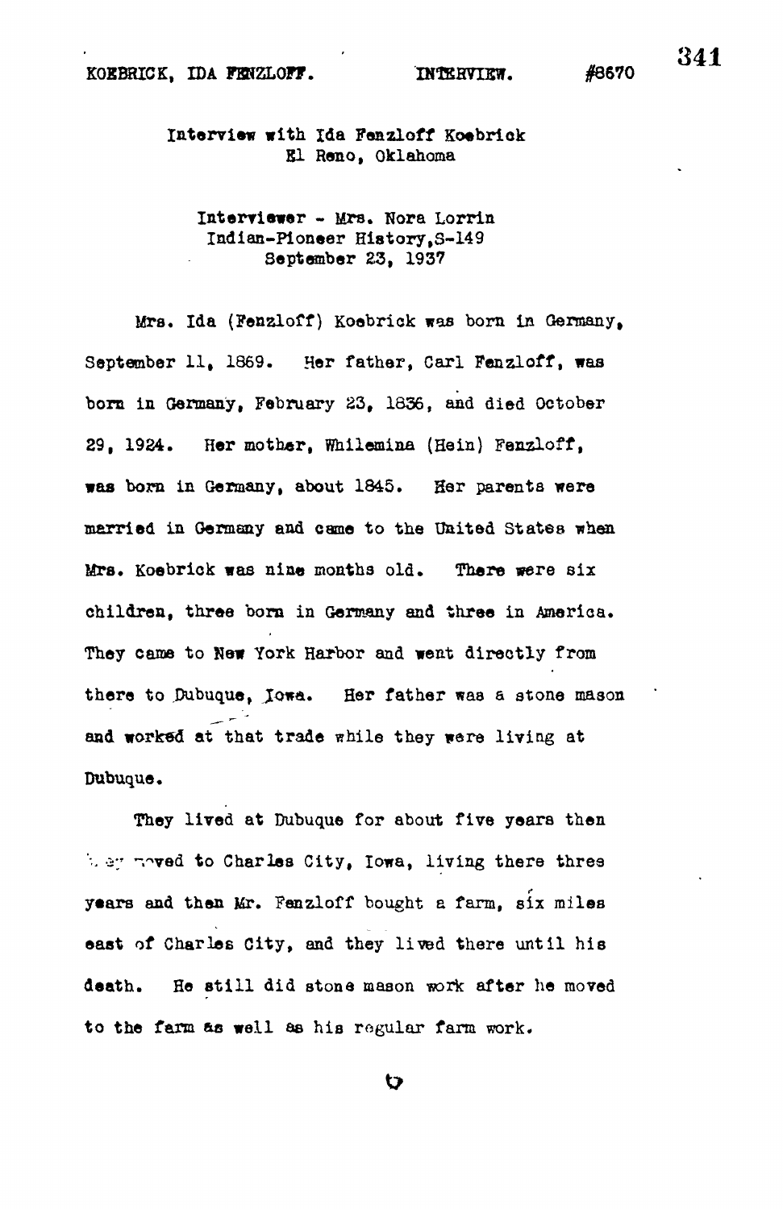Interview with Ida Fenzloff Koebrick
El Reno, Oklahoma

Interviewer - Mrs. Nora Lorrin
Indian-Pioneer History, S-149
September 23, 1937

Mrs. Ida (Fenzloff) Koebrick was born in Germany, September 11, 1869. Her father, Carl Fenzloff, was born in Germany, February 23, 1836, and died October 29, 1924. Her mother, Whilemina (Hein) Fenzloff, was born in Germany, about 1845. Her parents were married in Germany and came to the United States when Mrs. Koebrick was nine months old. There were six children, three born in Germany and three in America. They came to New York Harbor and went directly from there to Dubuque, Iowa. Her father was a stone mason and worked at that trade while they were living at Dubuque.

They lived at Dubuque for about five years then they moved to Charles City, Iowa, living there three years and then Mr. Fenzloff bought a farm, six miles east of Charles City, and they lived there until his death. He still did stone mason work after he moved to the farm as well as his regular farm work.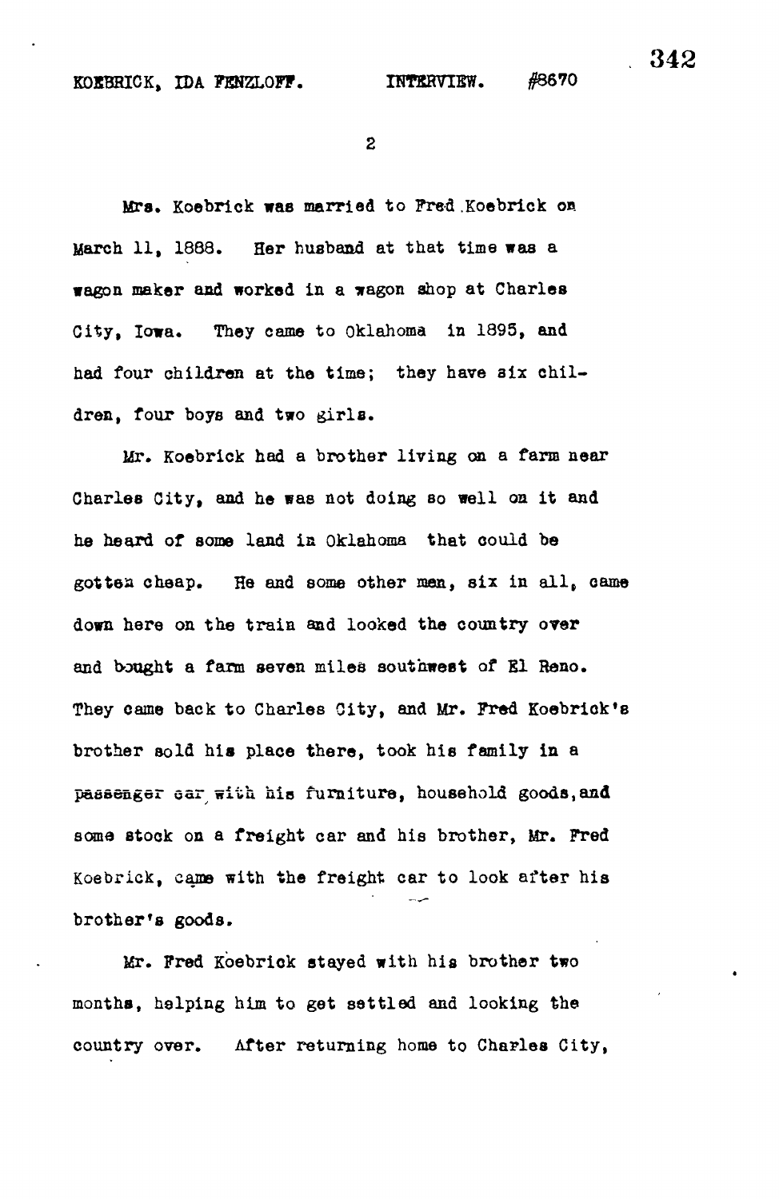Mrs. Koebrick was married to Fred Koebrick on March 11, 1888. Her husband at that time was a wagon maker and worked in a wagon shop at Charles City, Iowa. They came to Oklahoma in 1895, and had four children at the time; they have six children, four boys and two girls.

Mr. Koebrick had a brother living on a farm near Charles City, and he was not doing so well on it and he heard of some land in Oklahoma that could be gotten cheap. He and some other men, six in all, came down here on the train and looked the country over and bought a farm seven miles southwest of El Reno. They came back to Charles City, and Mr. Fred Koebrick's brother sold his place there, took his family in a passenger car with his furniture, household goods, and some stock on a freight car and his brother, Mr. Fred Koebrick, came with the freight car to look after his brother's goods.

Mr. Fred Koebrick stayed with his brother two months, helping him to get settled and looking the country over. After returning home to Charles City,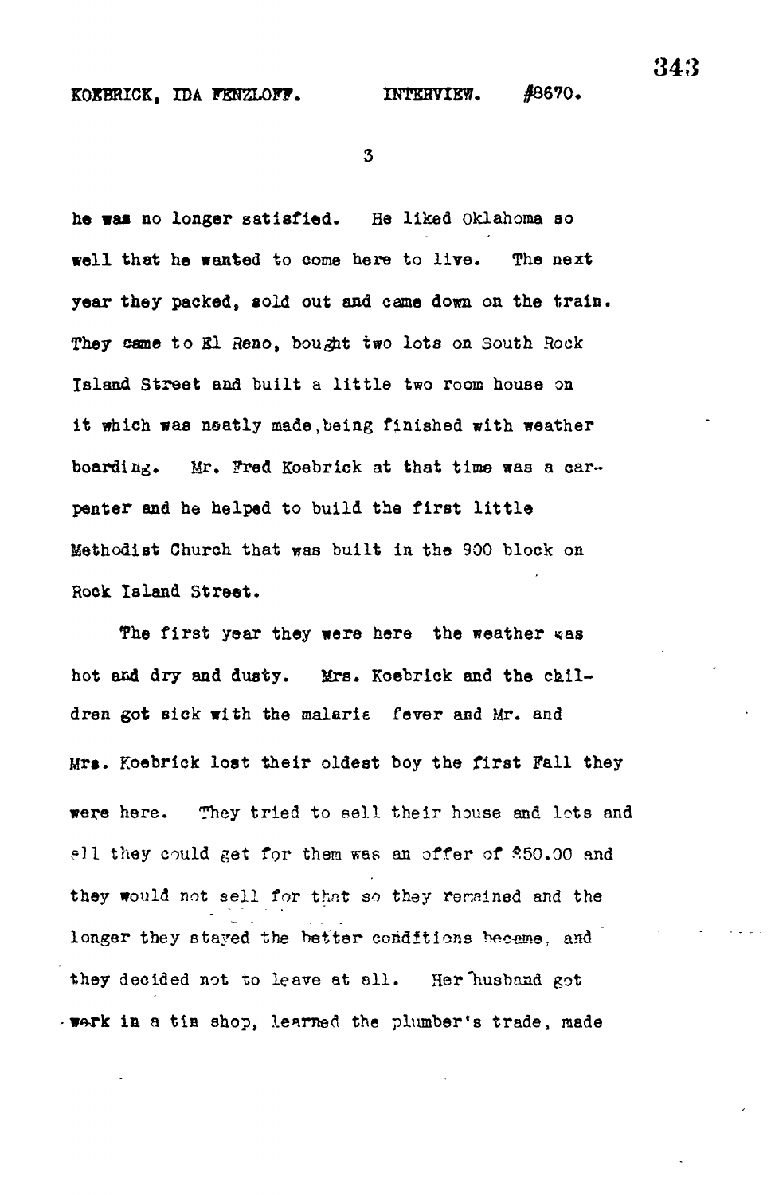he was no longer satisfied. He liked Oklahoma so well that he wanted to come here to live. The next year they packed, sold out and came down on the train. They came to El Reno, bought two lots on South Rock Island Street and built a little two room house on it which was neatly made, being finished with weather boarding. Mr. Fred Koebrick at that time was a carpenter and he helped to build the first little Methodist Church that was built in the 900 block on Rock Island Street.

The first year they were here the weather was hot and dry and dusty. Mrs. Koebrick and the children got sick with the malaria fever and Mr. and Mrs. Koebrick lost their oldest boy the first Fall they were here. They tried to sell their house and lots and all they could get for them was an offer of $50.00 and they would not sell for that so they remained and the longer they stayed the better conditions became, and they decided not to leave at all. Her husband got work in a tin shop, learned the plumber's trade, made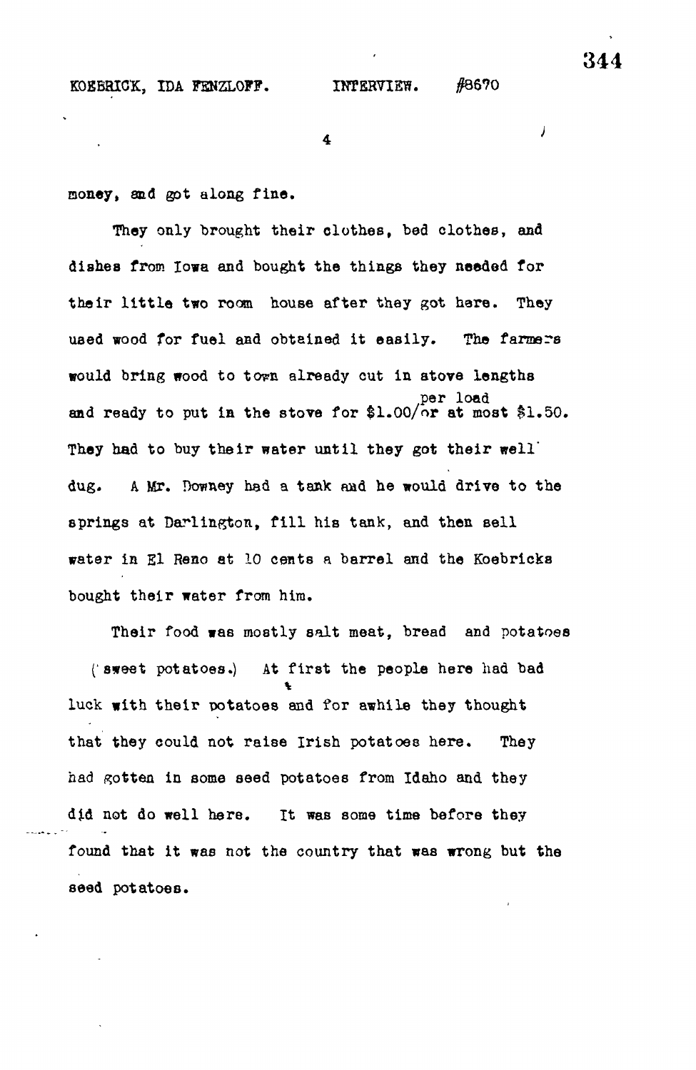money, and got along fine.

They only brought their clothes, bed clothes, and dishes from Iowa and bought the things they needed for their little two room house after they got here. They used wood for fuel and obtained it easily. The farmers would bring wood to town already cut in stove lengths and ready to put in the stove for $1.00 per load or at most $1.50. They had to buy their water until they got their well dug. A Mr. Downey had a tank and he would drive to the springs at Darlington, fill his tank, and then sell water in El Reno at 10 cents a barrel and the Koebricks bought their water from him.

Their food was mostly salt meat, bread and potatoes (sweet potatoes.) At first the people here had bad luck with their potatoes and for awhile they thought that they could not raise Irish potatoes here. They had gotten in some seed potatoes from Idaho and they did not do well here. It was some time before they found that it was not the country that was wrong but the seed potatoes.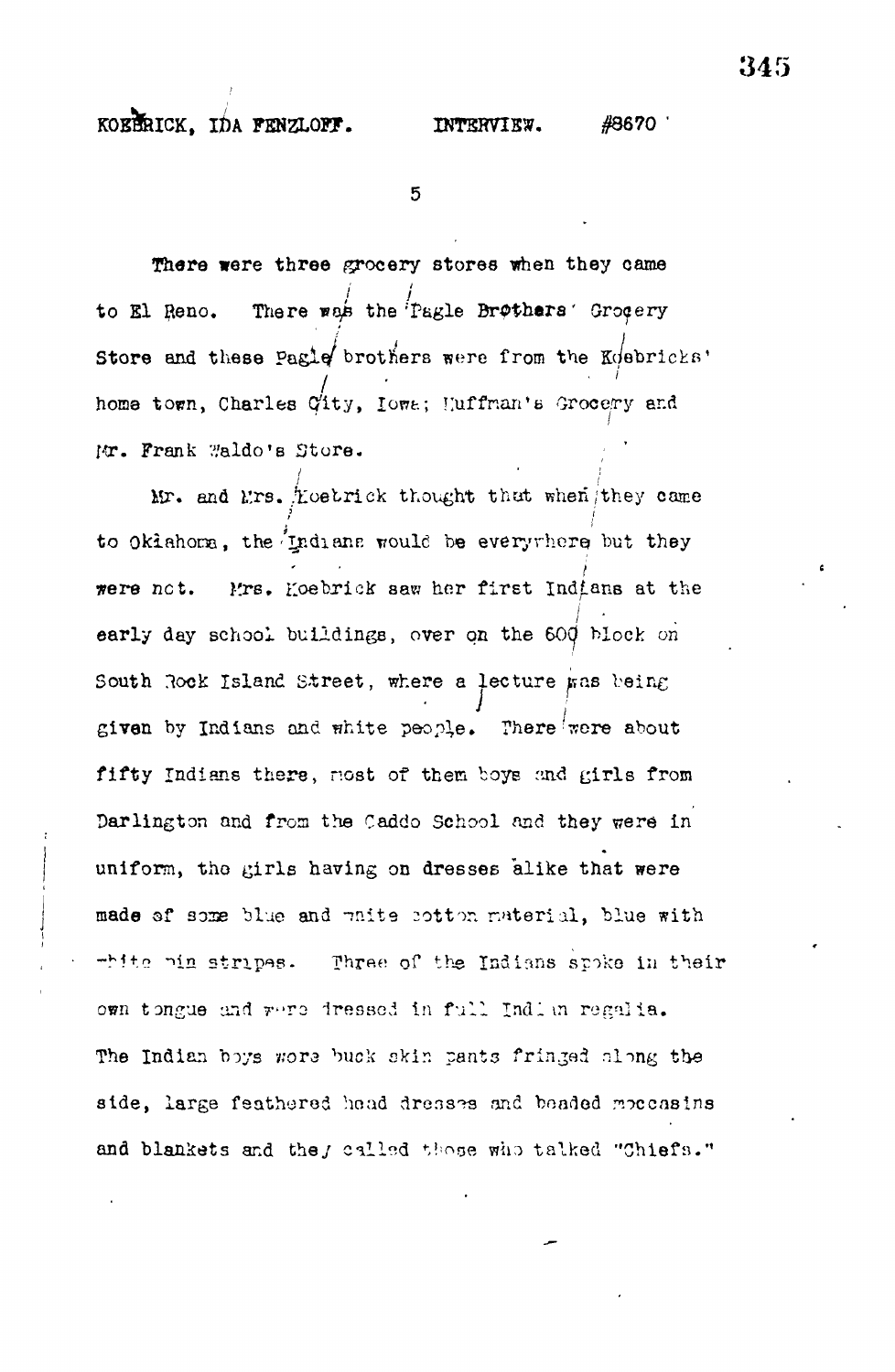There were three grocery stores when they came to El Reno. There was the Pagle Brothers' Grocery Store and these Pagle brothers were from the Koebricks' home town, Charles City, Iowa; Huffman's Grocery and Mr. Frank Waldo's Store.

Mr. and Mrs. Koebrick thought that when they came to Oklahoma, the Indians would be everywhere but they were not. Mrs. Koebrick saw her first Indians at the early day school buildings, over on the 600 block on South Rock Island Street, where a lecture was being given by Indians and white people. There were about fifty Indians there, most of them boys and girls from Darlington and from the Caddo School and they were in uniform, the girls having on dresses alike that were made of some blue and white cotton material, blue with white pin stripes. Three of the Indians spoke in their own tongue and were dressed in full Indian regalia. The Indian boys wore buck skin pants fringed along the side, large feathered head dresses and beaded moccasins and blankets and they called those who talked "Chiefs."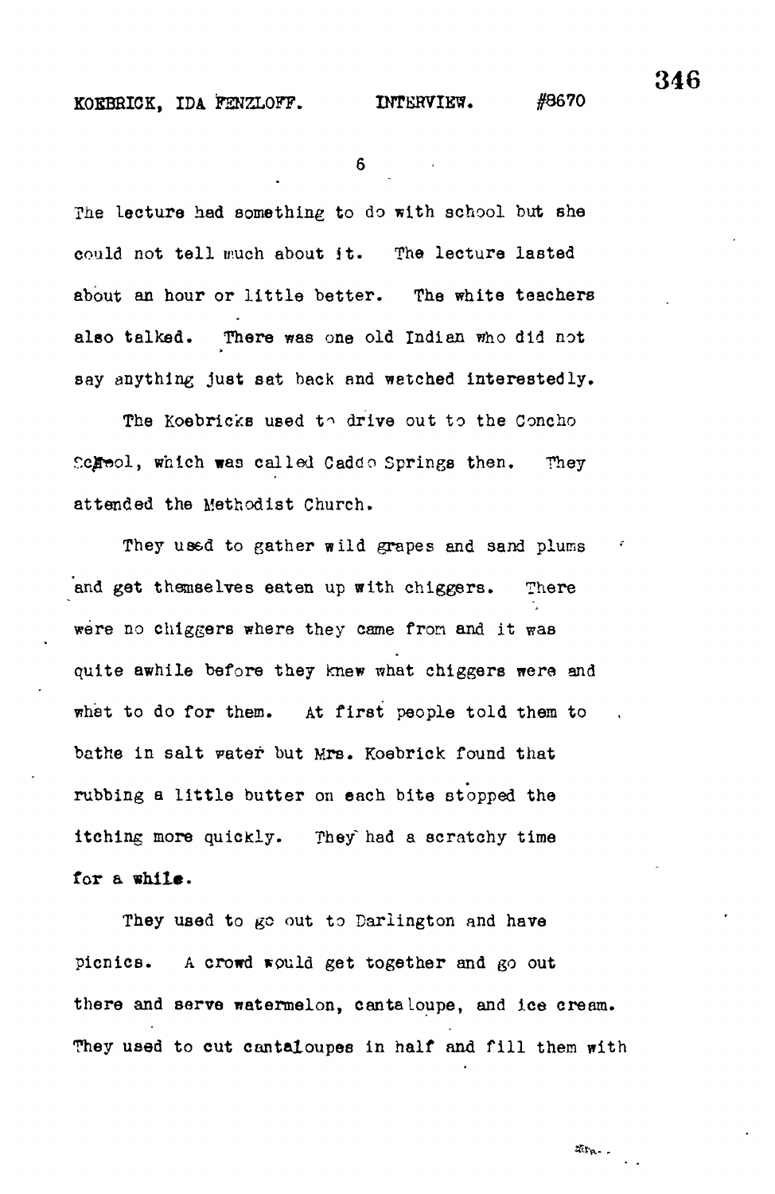The lecture had something to do with school but she could not tell much about it. The lecture lasted about an hour or little better. The white teachers also talked. There was one old Indian who did not say anything just sat back and watched interestedly.

The Koebricks used to drive out to the Concho School, which was called Caddo Springs then. They attended the Methodist Church.

They used to gather wild grapes and sand plums and get themselves eaten up with chiggers. There were no chiggers where they came from and it was quite awhile before they knew what chiggers were and what to do for them. At first people told them to bathe in salt water but Mrs. Koebrick found that rubbing a little butter on each bite stopped the itching more quickly. They had a scratchy time for a while.

They used to go out to Darlington and have picnics. A crowd would get together and go out there and serve watermelon, cantaloupe, and ice cream. They used to cut cantaloupes in half and fill them with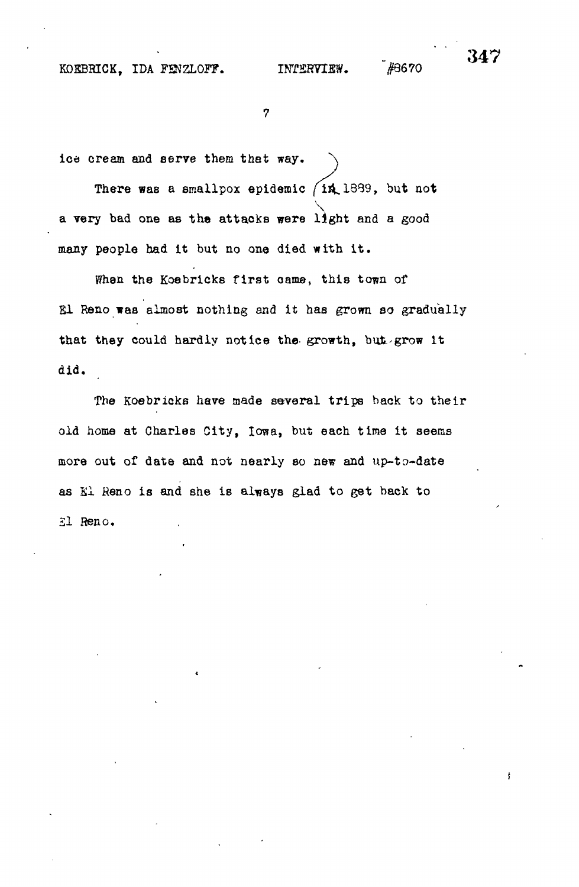ice cream and serve them that way.

There was a smallpox epidemic in 1889, but not a very bad one as the attacks were light and a good many people had it but no one died with it.

When the Koebricks first came, this town of El Reno was almost nothing and it has grown so gradually that they could hardly notice the growth, but grow it did.

The Koebricks have made several trips back to their old home at Charles City, Iowa, but each time it seems more out of date and not nearly so new and up-to-date as El Reno is and she is always glad to get back to El Reno.